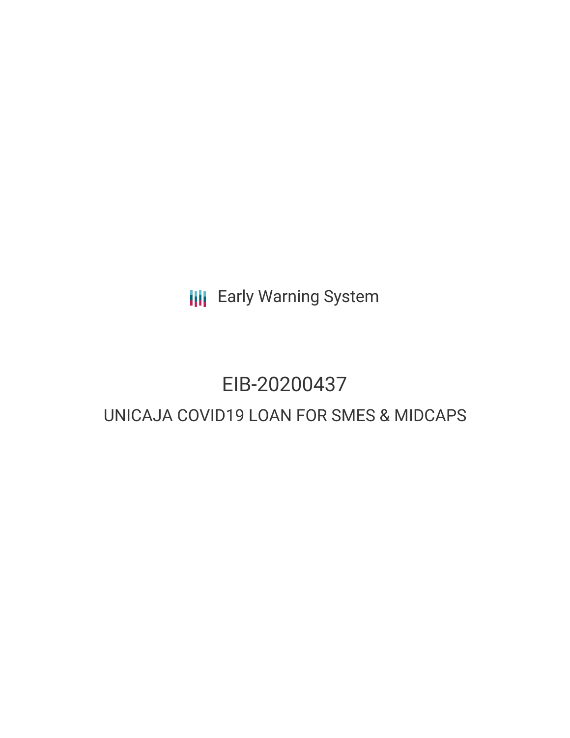Early Warning System

# EIB-20200437

## UNICAJA COVID19 LOAN FOR SMES & MIDCAPS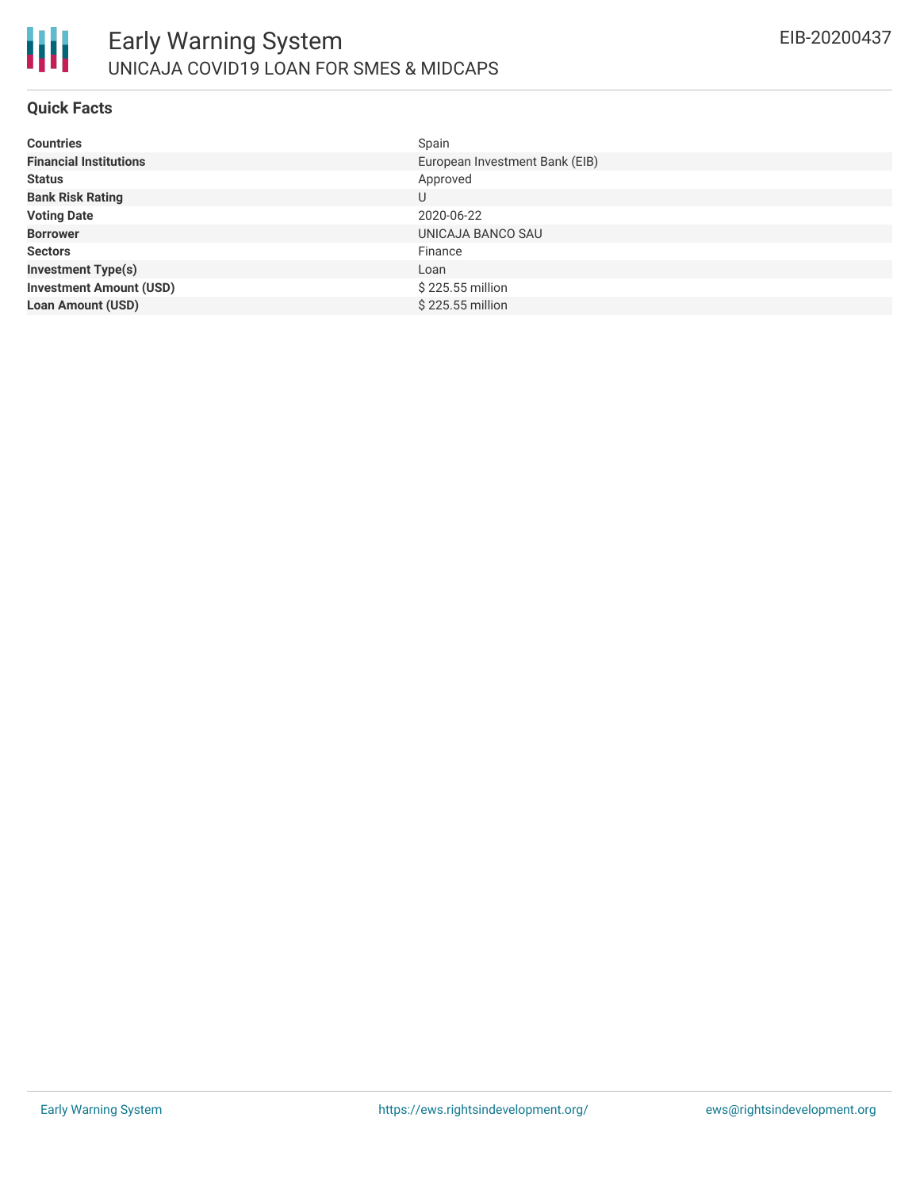# Early Warning System

## UNICAJA COVID19 LOAN FOR SMES & MIDCAPS

EIB-20200437

### Quick Facts

| | |
|---|---|
| **Countries** | Spain |
| **Financial Institutions** | European Investment Bank (EIB) |
| **Status** | Approved |
| **Bank Risk Rating** | U |
| **Voting Date** | 2020-06-22 |
| **Borrower** | UNICAJA BANCO SAU |
| **Sectors** | Finance |
| **Investment Type(s)** | Loan |
| **Investment Amount (USD)** | $ 225.55 million |
| **Loan Amount (USD)** | $ 225.55 million |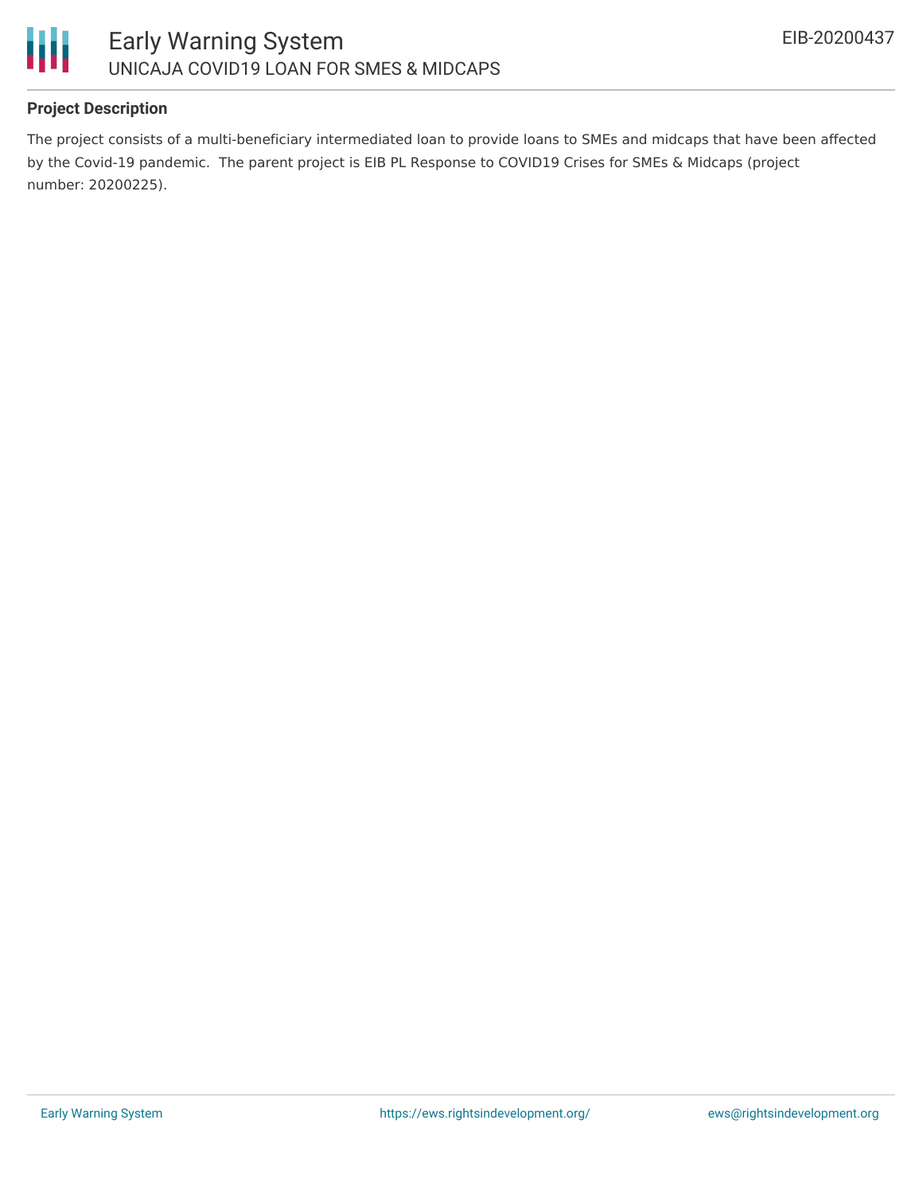**Project Description**

The project consists of a multi-beneficiary intermediated loan to provide loans to SMEs and midcaps that have been affected by the Covid-19 pandemic.  The parent project is EIB PL Response to COVID19 Crises for SMEs & Midcaps (project number: 20200225).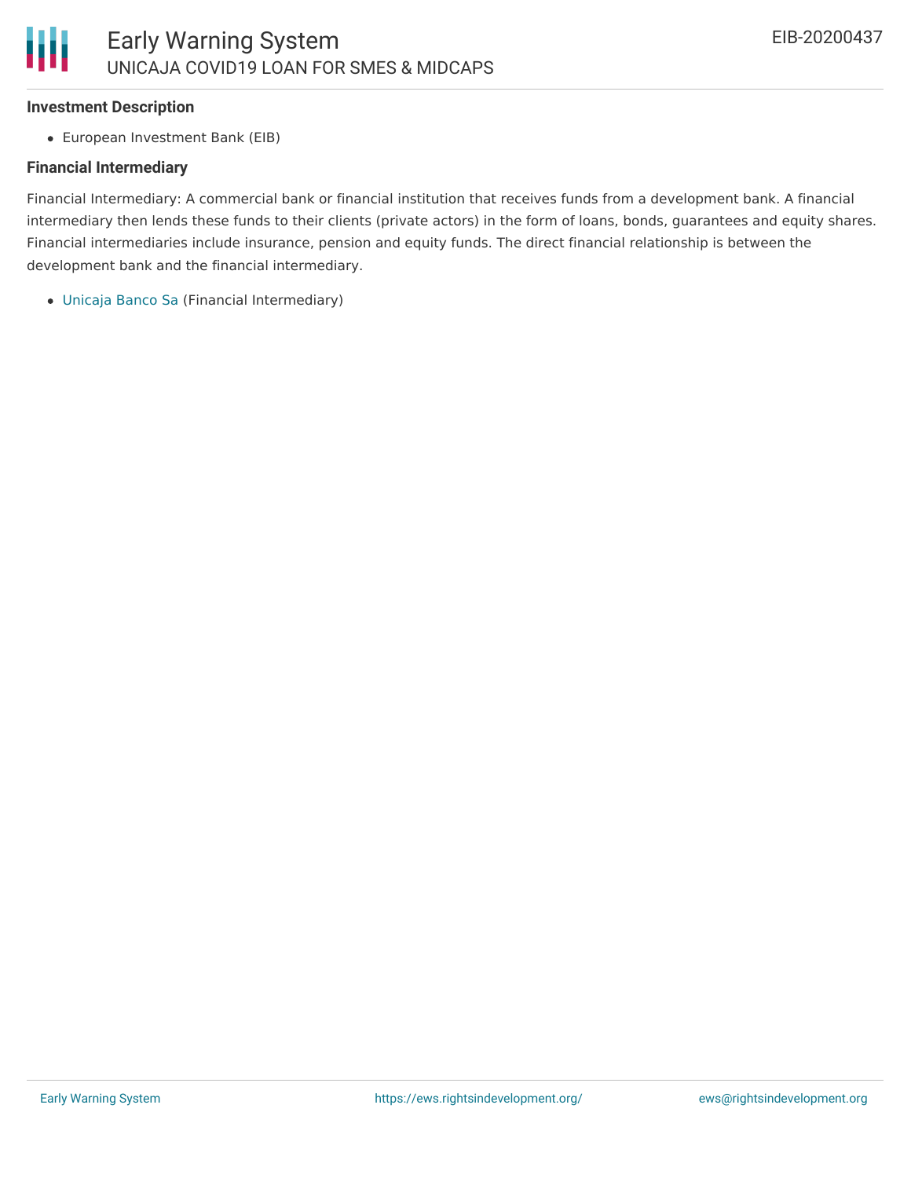### Investment Description

- European Investment Bank (EIB)

### Financial Intermediary

Financial Intermediary: A commercial bank or financial institution that receives funds from a development bank. A financial intermediary then lends these funds to their clients (private actors) in the form of loans, bonds, guarantees and equity shares. Financial intermediaries include insurance, pension and equity funds. The direct financial relationship is between the development bank and the financial intermediary.

- Unicaja Banco Sa (Financial Intermediary)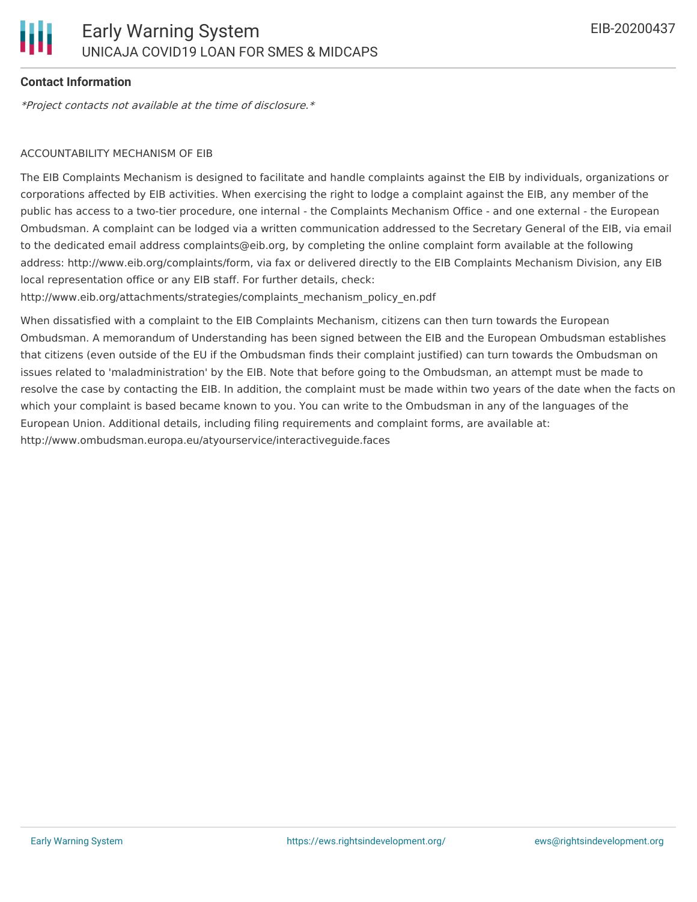**Contact Information**

*\*Project contacts not available at the time of disclosure.\**

ACCOUNTABILITY MECHANISM OF EIB

The EIB Complaints Mechanism is designed to facilitate and handle complaints against the EIB by individuals, organizations or corporations affected by EIB activities. When exercising the right to lodge a complaint against the EIB, any member of the public has access to a two-tier procedure, one internal - the Complaints Mechanism Office - and one external - the European Ombudsman. A complaint can be lodged via a written communication addressed to the Secretary General of the EIB, via email to the dedicated email address complaints@eib.org, by completing the online complaint form available at the following address: http://www.eib.org/complaints/form, via fax or delivered directly to the EIB Complaints Mechanism Division, any EIB local representation office or any EIB staff. For further details, check: http://www.eib.org/attachments/strategies/complaints_mechanism_policy_en.pdf

When dissatisfied with a complaint to the EIB Complaints Mechanism, citizens can then turn towards the European Ombudsman. A memorandum of Understanding has been signed between the EIB and the European Ombudsman establishes that citizens (even outside of the EU if the Ombudsman finds their complaint justified) can turn towards the Ombudsman on issues related to 'maladministration' by the EIB. Note that before going to the Ombudsman, an attempt must be made to resolve the case by contacting the EIB. In addition, the complaint must be made within two years of the date when the facts on which your complaint is based became known to you. You can write to the Ombudsman in any of the languages of the European Union. Additional details, including filing requirements and complaint forms, are available at: http://www.ombudsman.europa.eu/atyourservice/interactiveguide.faces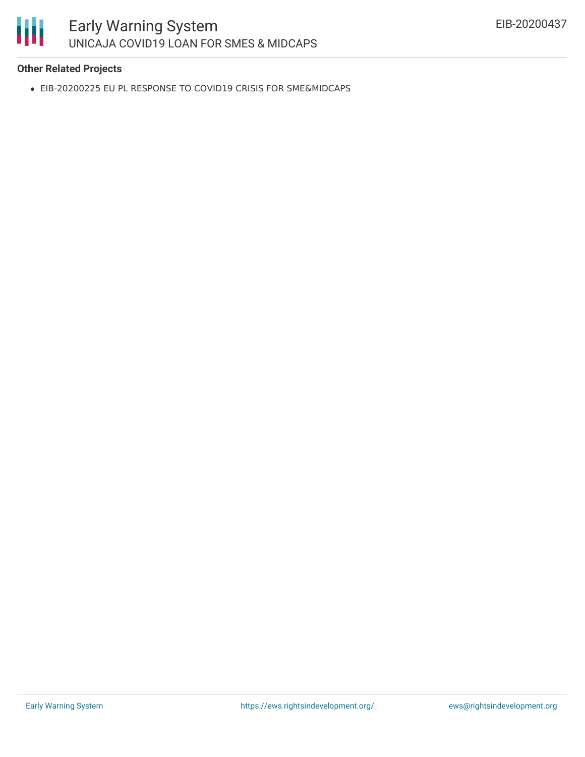**Other Related Projects**

- EIB-20200225 EU PL RESPONSE TO COVID19 CRISIS FOR SME&MIDCAPS